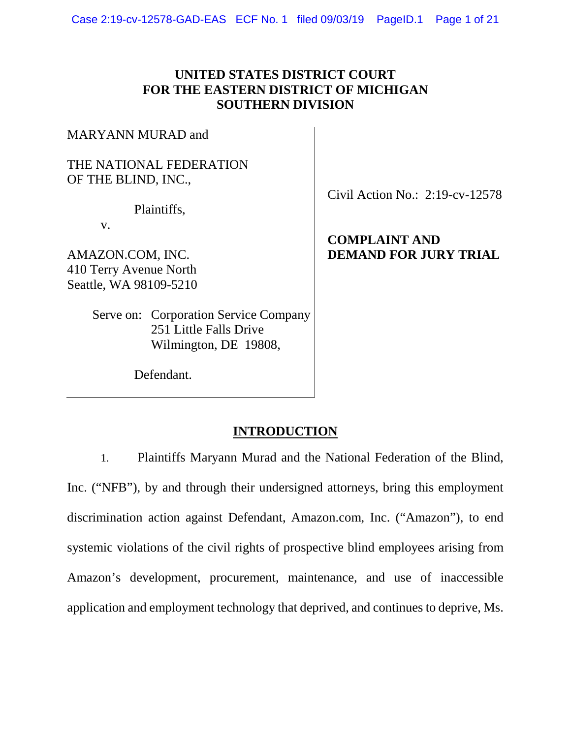**UNITED STATES DISTRICT COURT
FOR THE EASTERN DISTRICT OF MICHIGAN
SOUTHERN DIVISION**

MARYANN MURAD and

THE NATIONAL FEDERATION OF THE BLIND, INC.,

Plaintiffs,

v.

AMAZON.COM, INC.
410 Terry Avenue North
Seattle, WA 98109-5210

Serve on: Corporation Service Company
251 Little Falls Drive
Wilmington, DE 19808,

Defendant.

Civil Action No.: 2:19-cv-12578

**COMPLAINT AND DEMAND FOR JURY TRIAL**

## INTRODUCTION

1. Plaintiffs Maryann Murad and the National Federation of the Blind, Inc. ("NFB"), by and through their undersigned attorneys, bring this employment discrimination action against Defendant, Amazon.com, Inc. ("Amazon"), to end systemic violations of the civil rights of prospective blind employees arising from Amazon's development, procurement, maintenance, and use of inaccessible application and employment technology that deprived, and continues to deprive, Ms.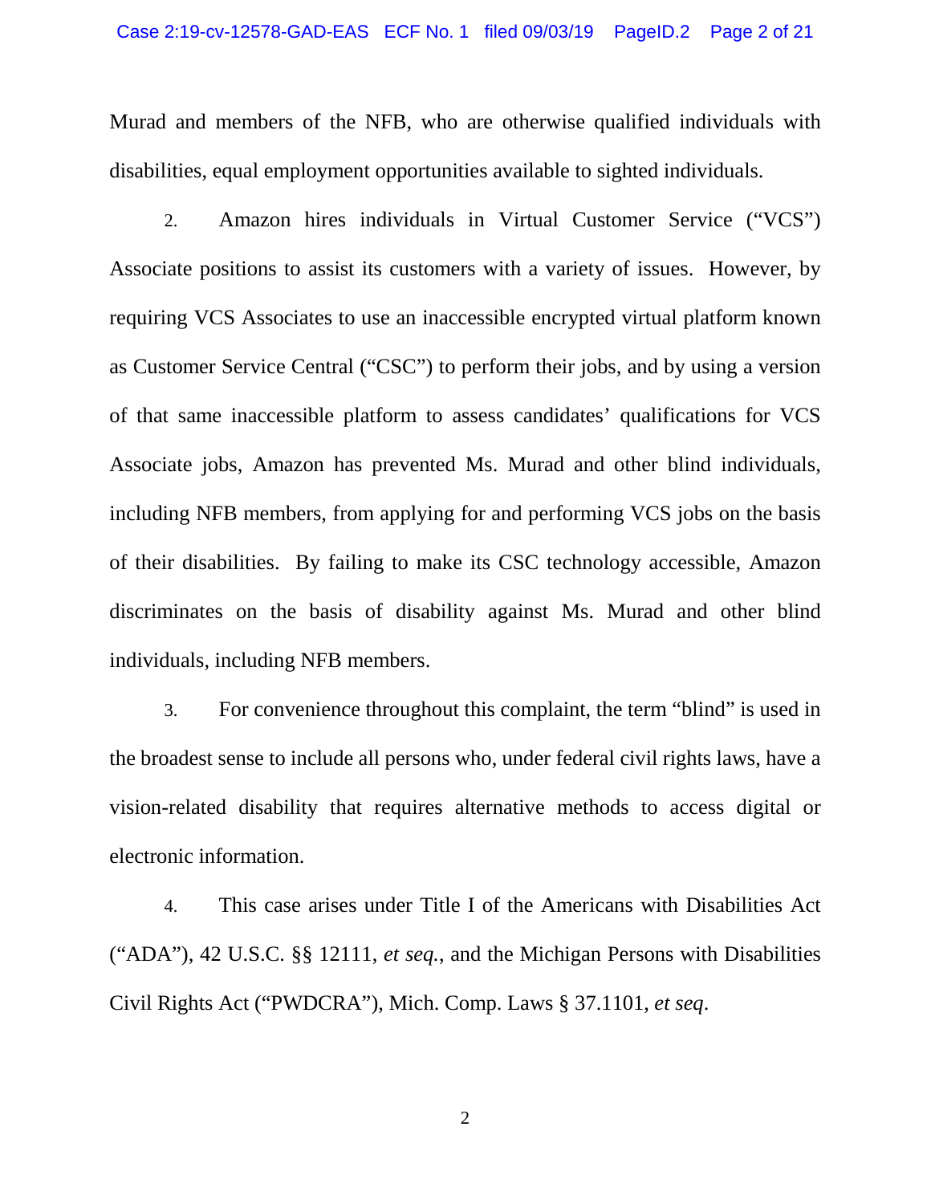Murad and members of the NFB, who are otherwise qualified individuals with disabilities, equal employment opportunities available to sighted individuals.

2. Amazon hires individuals in Virtual Customer Service ("VCS") Associate positions to assist its customers with a variety of issues. However, by requiring VCS Associates to use an inaccessible encrypted virtual platform known as Customer Service Central ("CSC") to perform their jobs, and by using a version of that same inaccessible platform to assess candidates' qualifications for VCS Associate jobs, Amazon has prevented Ms. Murad and other blind individuals, including NFB members, from applying for and performing VCS jobs on the basis of their disabilities. By failing to make its CSC technology accessible, Amazon discriminates on the basis of disability against Ms. Murad and other blind individuals, including NFB members.

3. For convenience throughout this complaint, the term "blind" is used in the broadest sense to include all persons who, under federal civil rights laws, have a vision-related disability that requires alternative methods to access digital or electronic information.

4. This case arises under Title I of the Americans with Disabilities Act ("ADA"), 42 U.S.C. §§ 12111, *et seq.*, and the Michigan Persons with Disabilities Civil Rights Act ("PWDCRA"), Mich. Comp. Laws § 37.1101, *et seq*.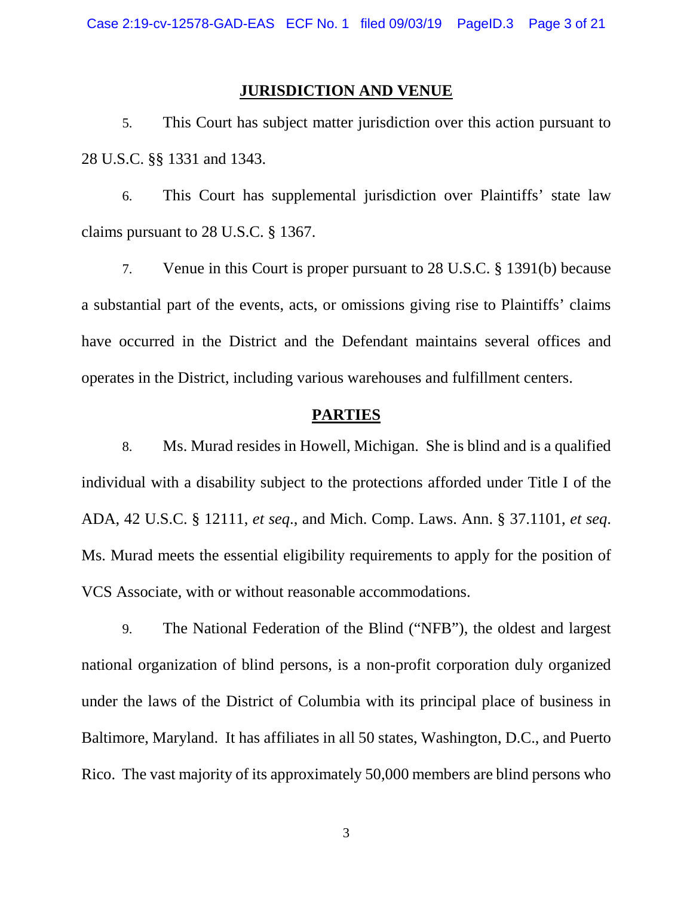## JURISDICTION AND VENUE

5. This Court has subject matter jurisdiction over this action pursuant to 28 U.S.C. §§ 1331 and 1343.

6. This Court has supplemental jurisdiction over Plaintiffs' state law claims pursuant to 28 U.S.C. § 1367.

7. Venue in this Court is proper pursuant to 28 U.S.C. § 1391(b) because a substantial part of the events, acts, or omissions giving rise to Plaintiffs' claims have occurred in the District and the Defendant maintains several offices and operates in the District, including various warehouses and fulfillment centers.

## PARTIES

8. Ms. Murad resides in Howell, Michigan. She is blind and is a qualified individual with a disability subject to the protections afforded under Title I of the ADA, 42 U.S.C. § 12111, *et seq*., and Mich. Comp. Laws. Ann. § 37.1101, *et seq*. Ms. Murad meets the essential eligibility requirements to apply for the position of VCS Associate, with or without reasonable accommodations.

9. The National Federation of the Blind ("NFB"), the oldest and largest national organization of blind persons, is a non-profit corporation duly organized under the laws of the District of Columbia with its principal place of business in Baltimore, Maryland. It has affiliates in all 50 states, Washington, D.C., and Puerto Rico. The vast majority of its approximately 50,000 members are blind persons who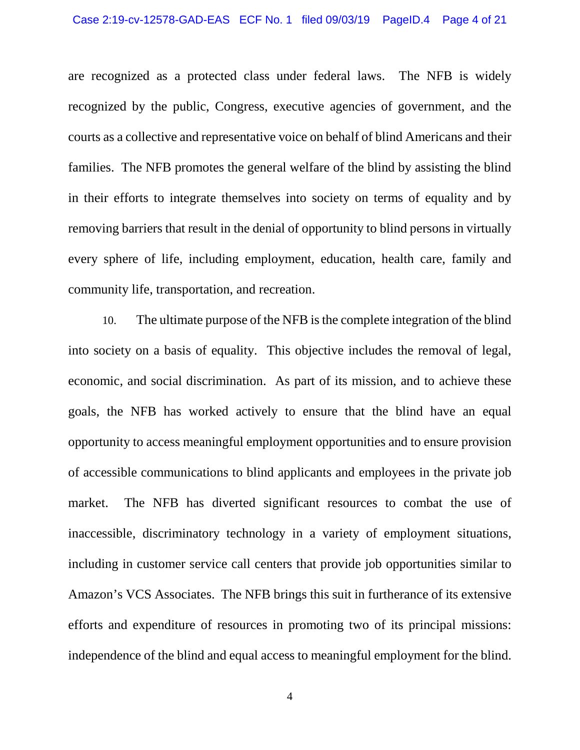are recognized as a protected class under federal laws. The NFB is widely recognized by the public, Congress, executive agencies of government, and the courts as a collective and representative voice on behalf of blind Americans and their families. The NFB promotes the general welfare of the blind by assisting the blind in their efforts to integrate themselves into society on terms of equality and by removing barriers that result in the denial of opportunity to blind persons in virtually every sphere of life, including employment, education, health care, family and community life, transportation, and recreation.

10. The ultimate purpose of the NFB is the complete integration of the blind into society on a basis of equality. This objective includes the removal of legal, economic, and social discrimination. As part of its mission, and to achieve these goals, the NFB has worked actively to ensure that the blind have an equal opportunity to access meaningful employment opportunities and to ensure provision of accessible communications to blind applicants and employees in the private job market. The NFB has diverted significant resources to combat the use of inaccessible, discriminatory technology in a variety of employment situations, including in customer service call centers that provide job opportunities similar to Amazon's VCS Associates. The NFB brings this suit in furtherance of its extensive efforts and expenditure of resources in promoting two of its principal missions: independence of the blind and equal access to meaningful employment for the blind.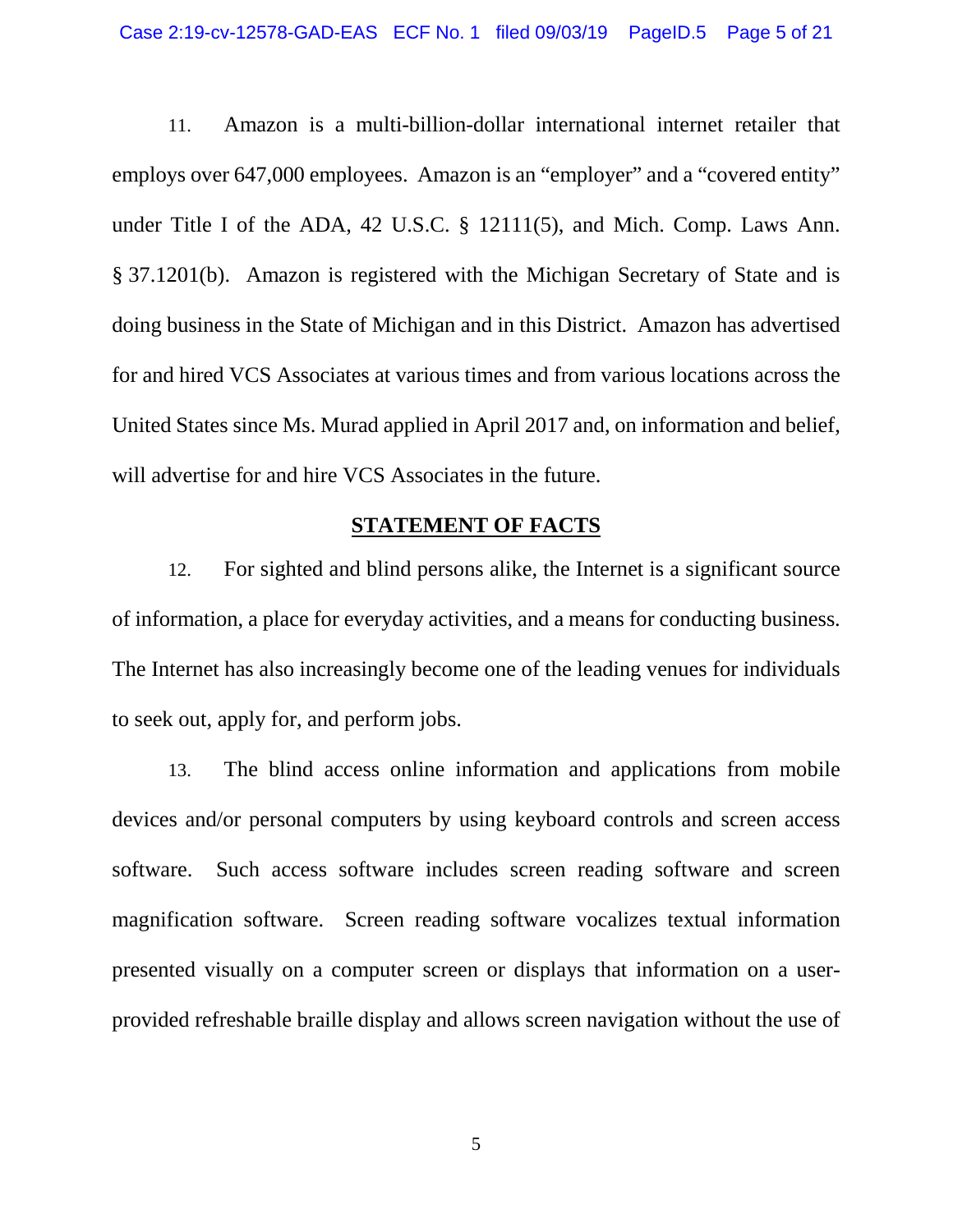11. Amazon is a multi-billion-dollar international internet retailer that employs over 647,000 employees. Amazon is an "employer" and a "covered entity" under Title I of the ADA, 42 U.S.C. § 12111(5), and Mich. Comp. Laws Ann. § 37.1201(b). Amazon is registered with the Michigan Secretary of State and is doing business in the State of Michigan and in this District. Amazon has advertised for and hired VCS Associates at various times and from various locations across the United States since Ms. Murad applied in April 2017 and, on information and belief, will advertise for and hire VCS Associates in the future.

## STATEMENT OF FACTS

12. For sighted and blind persons alike, the Internet is a significant source of information, a place for everyday activities, and a means for conducting business. The Internet has also increasingly become one of the leading venues for individuals to seek out, apply for, and perform jobs.

13. The blind access online information and applications from mobile devices and/or personal computers by using keyboard controls and screen access software. Such access software includes screen reading software and screen magnification software. Screen reading software vocalizes textual information presented visually on a computer screen or displays that information on a user-provided refreshable braille display and allows screen navigation without the use of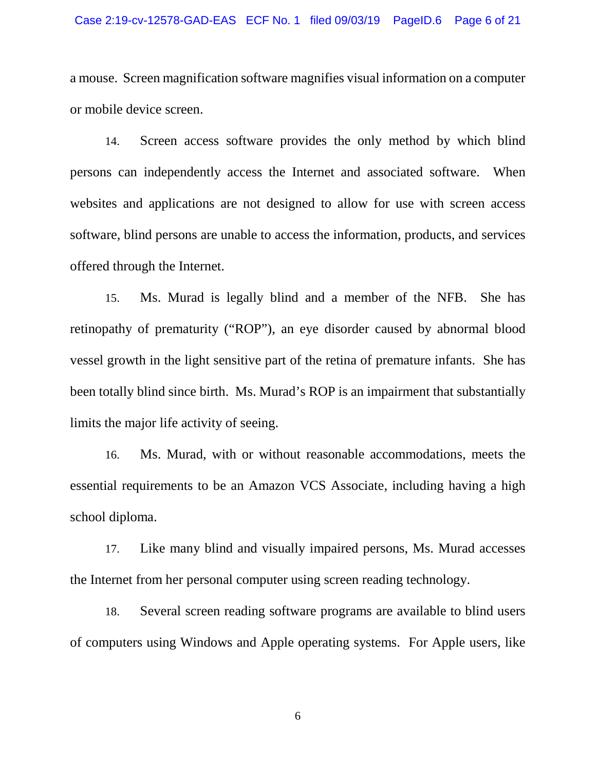a mouse. Screen magnification software magnifies visual information on a computer or mobile device screen.

14. Screen access software provides the only method by which blind persons can independently access the Internet and associated software. When websites and applications are not designed to allow for use with screen access software, blind persons are unable to access the information, products, and services offered through the Internet.

15. Ms. Murad is legally blind and a member of the NFB. She has retinopathy of prematurity ("ROP"), an eye disorder caused by abnormal blood vessel growth in the light sensitive part of the retina of premature infants. She has been totally blind since birth. Ms. Murad's ROP is an impairment that substantially limits the major life activity of seeing.

16. Ms. Murad, with or without reasonable accommodations, meets the essential requirements to be an Amazon VCS Associate, including having a high school diploma.

17. Like many blind and visually impaired persons, Ms. Murad accesses the Internet from her personal computer using screen reading technology.

18. Several screen reading software programs are available to blind users of computers using Windows and Apple operating systems. For Apple users, like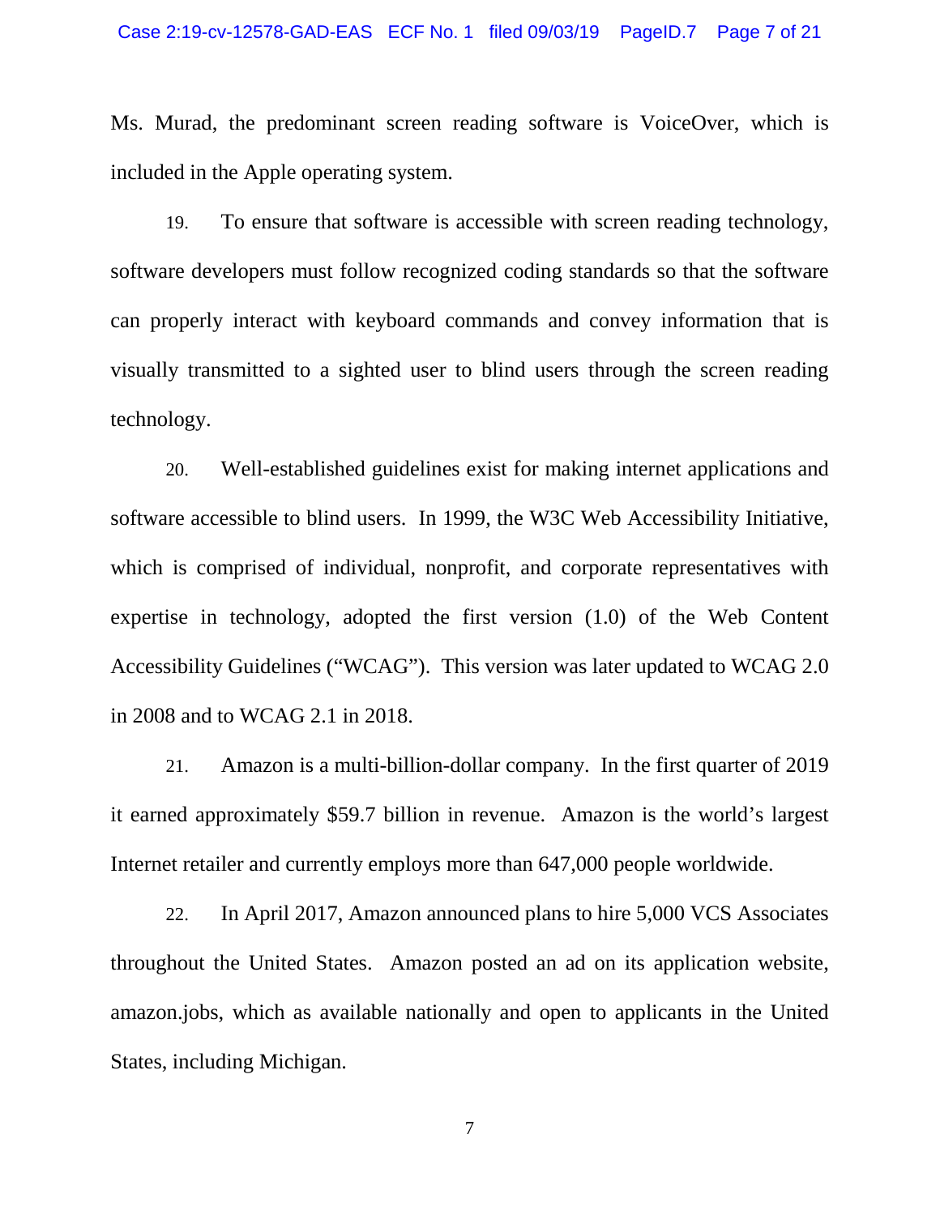Ms. Murad, the predominant screen reading software is VoiceOver, which is included in the Apple operating system.

19. To ensure that software is accessible with screen reading technology, software developers must follow recognized coding standards so that the software can properly interact with keyboard commands and convey information that is visually transmitted to a sighted user to blind users through the screen reading technology.

20. Well-established guidelines exist for making internet applications and software accessible to blind users. In 1999, the W3C Web Accessibility Initiative, which is comprised of individual, nonprofit, and corporate representatives with expertise in technology, adopted the first version (1.0) of the Web Content Accessibility Guidelines ("WCAG"). This version was later updated to WCAG 2.0 in 2008 and to WCAG 2.1 in 2018.

21. Amazon is a multi-billion-dollar company. In the first quarter of 2019 it earned approximately $59.7 billion in revenue. Amazon is the world's largest Internet retailer and currently employs more than 647,000 people worldwide.

22. In April 2017, Amazon announced plans to hire 5,000 VCS Associates throughout the United States. Amazon posted an ad on its application website, amazon.jobs, which as available nationally and open to applicants in the United States, including Michigan.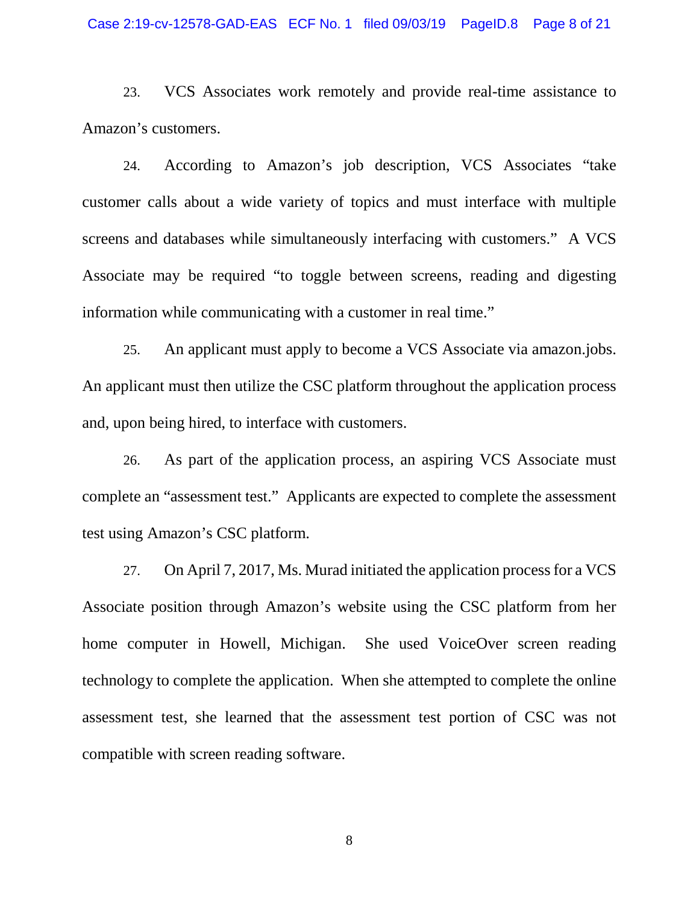23. VCS Associates work remotely and provide real-time assistance to Amazon's customers.

24. According to Amazon's job description, VCS Associates "take customer calls about a wide variety of topics and must interface with multiple screens and databases while simultaneously interfacing with customers." A VCS Associate may be required "to toggle between screens, reading and digesting information while communicating with a customer in real time."

25. An applicant must apply to become a VCS Associate via amazon.jobs. An applicant must then utilize the CSC platform throughout the application process and, upon being hired, to interface with customers.

26. As part of the application process, an aspiring VCS Associate must complete an "assessment test." Applicants are expected to complete the assessment test using Amazon's CSC platform.

27. On April 7, 2017, Ms. Murad initiated the application process for a VCS Associate position through Amazon's website using the CSC platform from her home computer in Howell, Michigan. She used VoiceOver screen reading technology to complete the application. When she attempted to complete the online assessment test, she learned that the assessment test portion of CSC was not compatible with screen reading software.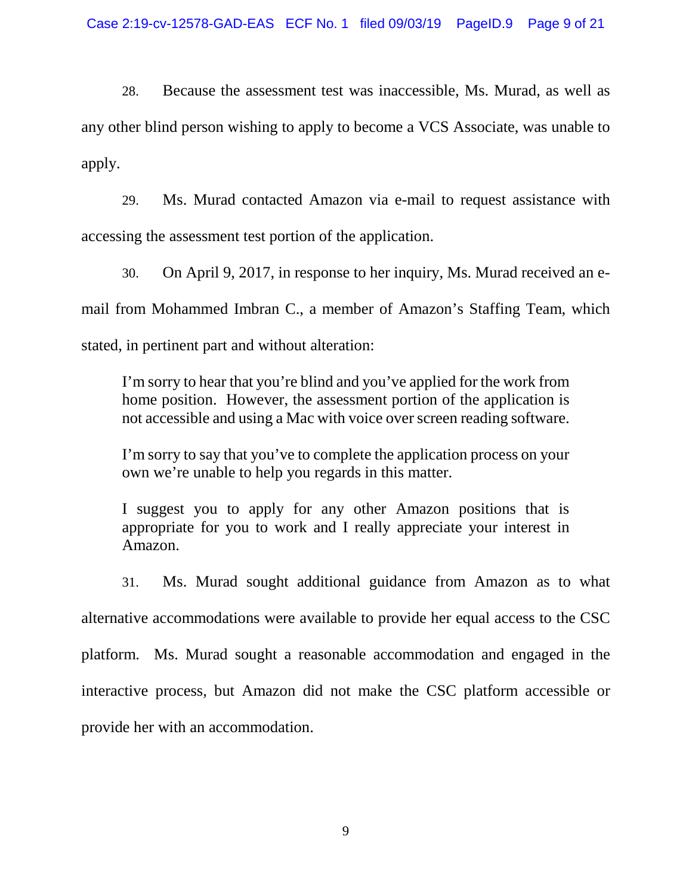28. Because the assessment test was inaccessible, Ms. Murad, as well as any other blind person wishing to apply to become a VCS Associate, was unable to apply.

29. Ms. Murad contacted Amazon via e-mail to request assistance with accessing the assessment test portion of the application.

30. On April 9, 2017, in response to her inquiry, Ms. Murad received an e-mail from Mohammed Imbran C., a member of Amazon's Staffing Team, which stated, in pertinent part and without alteration:

> I'm sorry to hear that you're blind and you've applied for the work from home position. However, the assessment portion of the application is not accessible and using a Mac with voice over screen reading software.
>
> I'm sorry to say that you've to complete the application process on your own we're unable to help you regards in this matter.
>
> I suggest you to apply for any other Amazon positions that is appropriate for you to work and I really appreciate your interest in Amazon.

31. Ms. Murad sought additional guidance from Amazon as to what alternative accommodations were available to provide her equal access to the CSC platform. Ms. Murad sought a reasonable accommodation and engaged in the interactive process, but Amazon did not make the CSC platform accessible or provide her with an accommodation.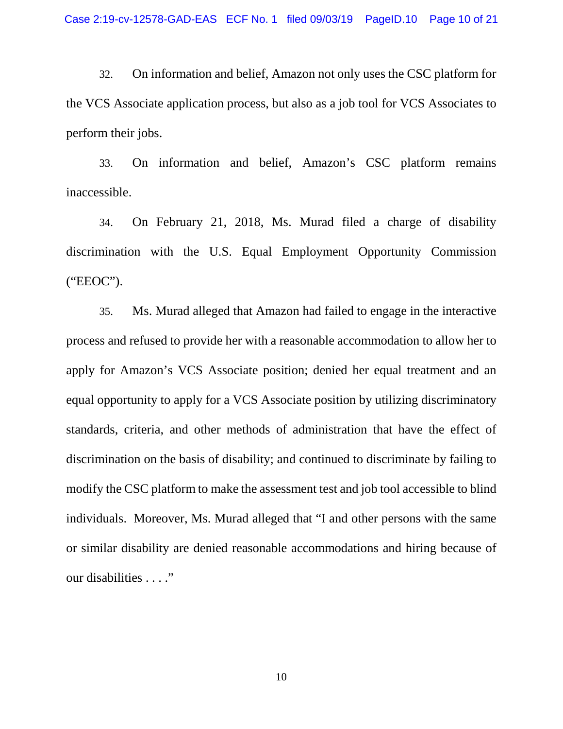32. On information and belief, Amazon not only uses the CSC platform for the VCS Associate application process, but also as a job tool for VCS Associates to perform their jobs.

33. On information and belief, Amazon's CSC platform remains inaccessible.

34. On February 21, 2018, Ms. Murad filed a charge of disability discrimination with the U.S. Equal Employment Opportunity Commission ("EEOC").

35. Ms. Murad alleged that Amazon had failed to engage in the interactive process and refused to provide her with a reasonable accommodation to allow her to apply for Amazon's VCS Associate position; denied her equal treatment and an equal opportunity to apply for a VCS Associate position by utilizing discriminatory standards, criteria, and other methods of administration that have the effect of discrimination on the basis of disability; and continued to discriminate by failing to modify the CSC platform to make the assessment test and job tool accessible to blind individuals. Moreover, Ms. Murad alleged that "I and other persons with the same or similar disability are denied reasonable accommodations and hiring because of our disabilities . . . ."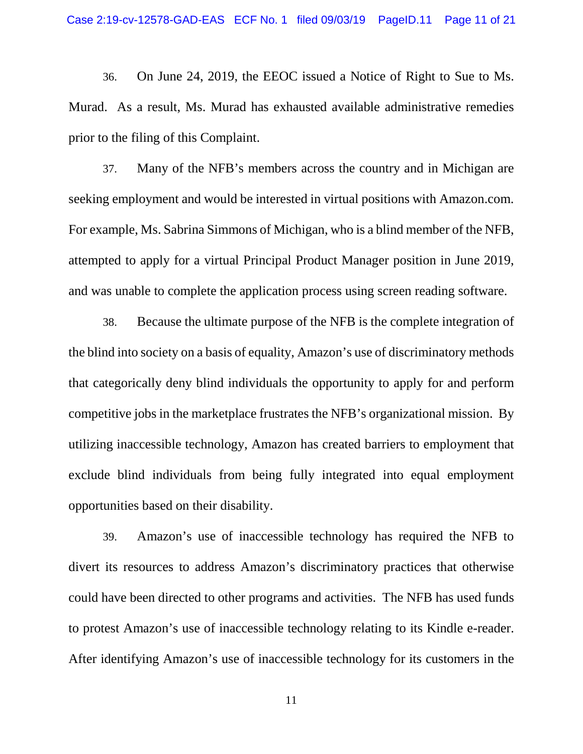36. On June 24, 2019, the EEOC issued a Notice of Right to Sue to Ms. Murad. As a result, Ms. Murad has exhausted available administrative remedies prior to the filing of this Complaint.

37. Many of the NFB's members across the country and in Michigan are seeking employment and would be interested in virtual positions with Amazon.com. For example, Ms. Sabrina Simmons of Michigan, who is a blind member of the NFB, attempted to apply for a virtual Principal Product Manager position in June 2019, and was unable to complete the application process using screen reading software.

38. Because the ultimate purpose of the NFB is the complete integration of the blind into society on a basis of equality, Amazon's use of discriminatory methods that categorically deny blind individuals the opportunity to apply for and perform competitive jobs in the marketplace frustrates the NFB's organizational mission. By utilizing inaccessible technology, Amazon has created barriers to employment that exclude blind individuals from being fully integrated into equal employment opportunities based on their disability.

39. Amazon's use of inaccessible technology has required the NFB to divert its resources to address Amazon's discriminatory practices that otherwise could have been directed to other programs and activities. The NFB has used funds to protest Amazon's use of inaccessible technology relating to its Kindle e-reader. After identifying Amazon's use of inaccessible technology for its customers in the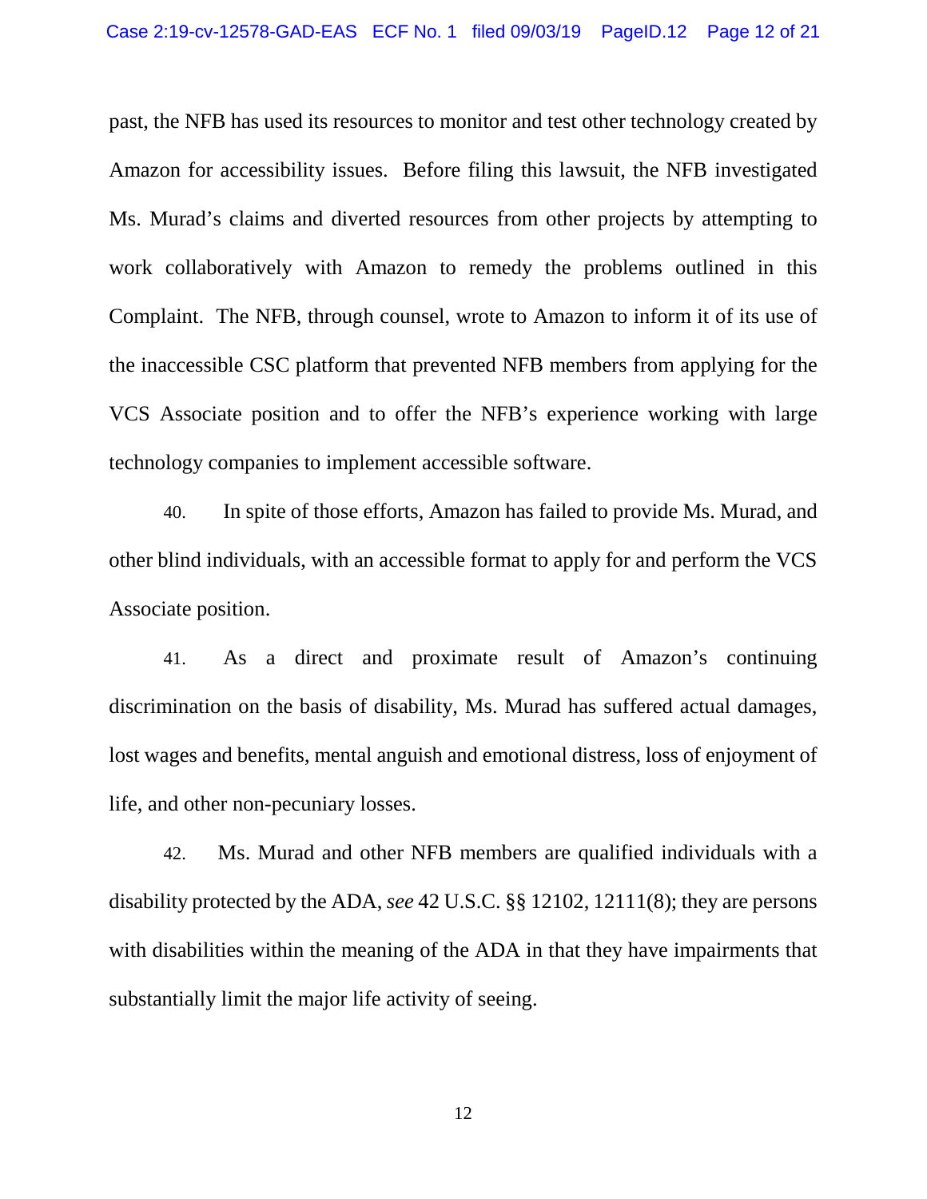past, the NFB has used its resources to monitor and test other technology created by Amazon for accessibility issues. Before filing this lawsuit, the NFB investigated Ms. Murad's claims and diverted resources from other projects by attempting to work collaboratively with Amazon to remedy the problems outlined in this Complaint. The NFB, through counsel, wrote to Amazon to inform it of its use of the inaccessible CSC platform that prevented NFB members from applying for the VCS Associate position and to offer the NFB's experience working with large technology companies to implement accessible software.

40. In spite of those efforts, Amazon has failed to provide Ms. Murad, and other blind individuals, with an accessible format to apply for and perform the VCS Associate position.

41. As a direct and proximate result of Amazon's continuing discrimination on the basis of disability, Ms. Murad has suffered actual damages, lost wages and benefits, mental anguish and emotional distress, loss of enjoyment of life, and other non-pecuniary losses.

42. Ms. Murad and other NFB members are qualified individuals with a disability protected by the ADA, *see* 42 U.S.C. §§ 12102, 12111(8); they are persons with disabilities within the meaning of the ADA in that they have impairments that substantially limit the major life activity of seeing.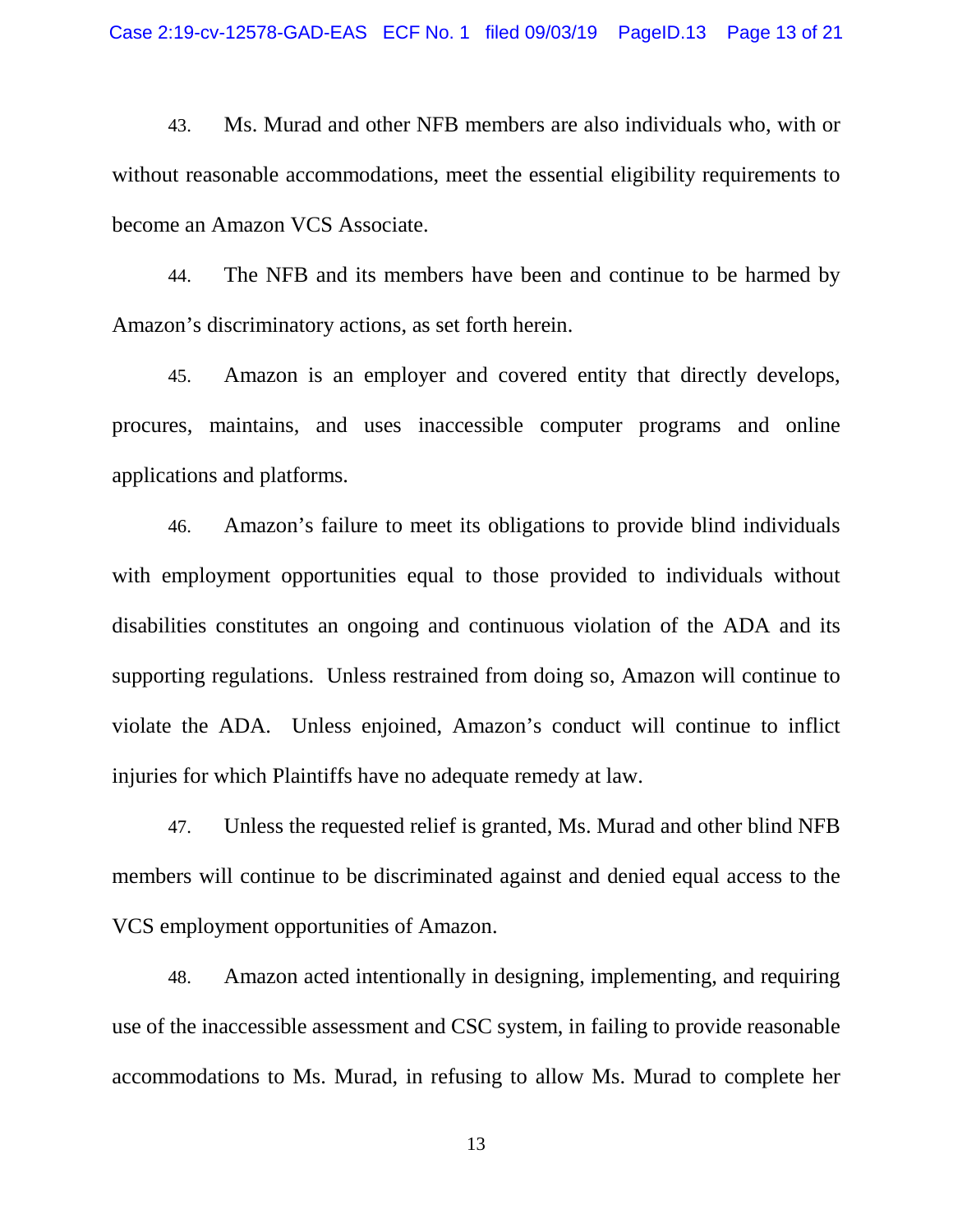43. Ms. Murad and other NFB members are also individuals who, with or without reasonable accommodations, meet the essential eligibility requirements to become an Amazon VCS Associate.

44. The NFB and its members have been and continue to be harmed by Amazon's discriminatory actions, as set forth herein.

45. Amazon is an employer and covered entity that directly develops, procures, maintains, and uses inaccessible computer programs and online applications and platforms.

46. Amazon's failure to meet its obligations to provide blind individuals with employment opportunities equal to those provided to individuals without disabilities constitutes an ongoing and continuous violation of the ADA and its supporting regulations. Unless restrained from doing so, Amazon will continue to violate the ADA. Unless enjoined, Amazon's conduct will continue to inflict injuries for which Plaintiffs have no adequate remedy at law.

47. Unless the requested relief is granted, Ms. Murad and other blind NFB members will continue to be discriminated against and denied equal access to the VCS employment opportunities of Amazon.

48. Amazon acted intentionally in designing, implementing, and requiring use of the inaccessible assessment and CSC system, in failing to provide reasonable accommodations to Ms. Murad, in refusing to allow Ms. Murad to complete her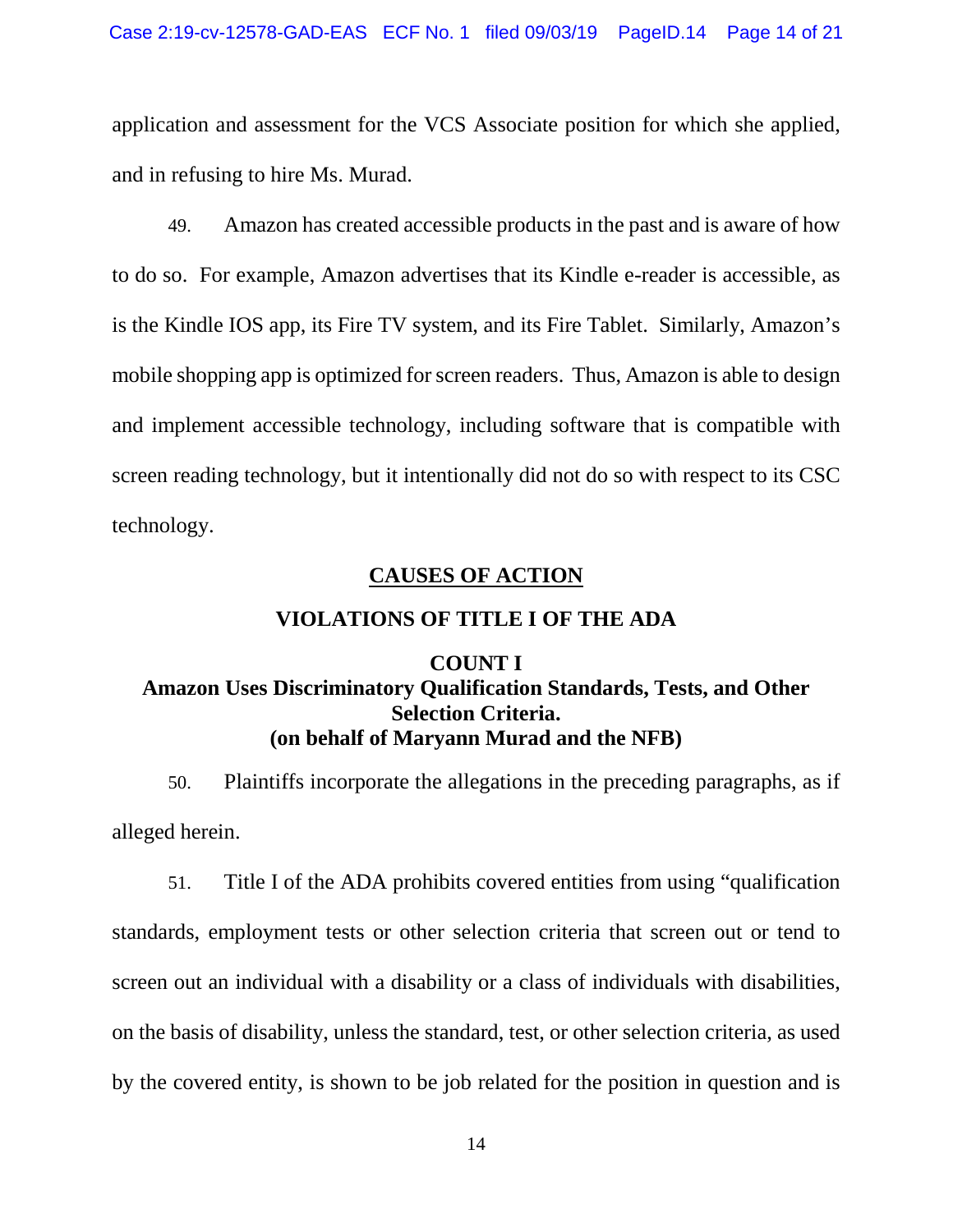application and assessment for the VCS Associate position for which she applied, and in refusing to hire Ms. Murad.

49. Amazon has created accessible products in the past and is aware of how to do so. For example, Amazon advertises that its Kindle e-reader is accessible, as is the Kindle IOS app, its Fire TV system, and its Fire Tablet. Similarly, Amazon's mobile shopping app is optimized for screen readers. Thus, Amazon is able to design and implement accessible technology, including software that is compatible with screen reading technology, but it intentionally did not do so with respect to its CSC technology.

## CAUSES OF ACTION

## VIOLATIONS OF TITLE I OF THE ADA

### COUNT I
### Amazon Uses Discriminatory Qualification Standards, Tests, and Other Selection Criteria.
### (on behalf of Maryann Murad and the NFB)

50. Plaintiffs incorporate the allegations in the preceding paragraphs, as if alleged herein.

51. Title I of the ADA prohibits covered entities from using "qualification standards, employment tests or other selection criteria that screen out or tend to screen out an individual with a disability or a class of individuals with disabilities, on the basis of disability, unless the standard, test, or other selection criteria, as used by the covered entity, is shown to be job related for the position in question and is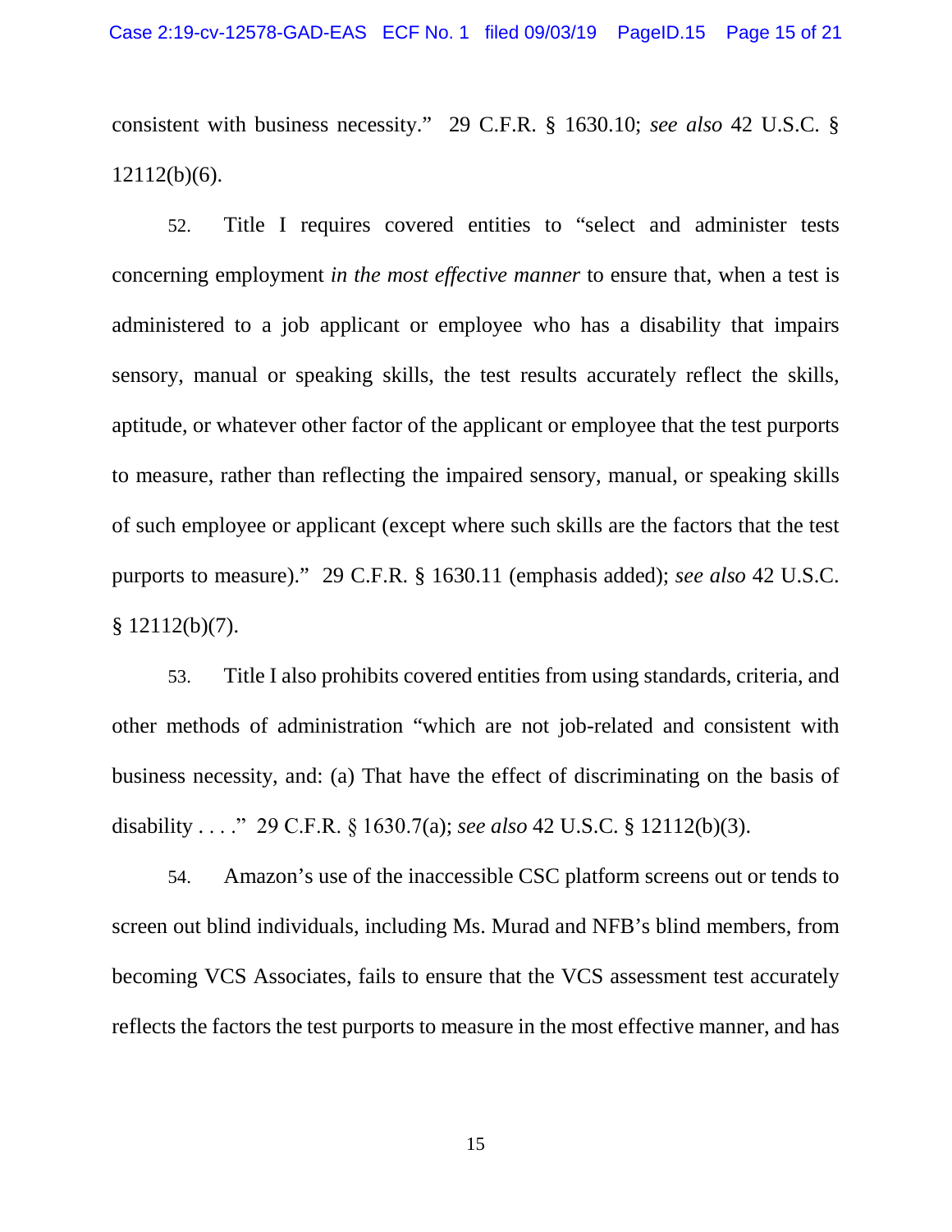consistent with business necessity." 29 C.F.R. § 1630.10; *see also* 42 U.S.C. § 12112(b)(6).

52. Title I requires covered entities to "select and administer tests concerning employment *in the most effective manner* to ensure that, when a test is administered to a job applicant or employee who has a disability that impairs sensory, manual or speaking skills, the test results accurately reflect the skills, aptitude, or whatever other factor of the applicant or employee that the test purports to measure, rather than reflecting the impaired sensory, manual, or speaking skills of such employee or applicant (except where such skills are the factors that the test purports to measure)." 29 C.F.R. § 1630.11 (emphasis added); *see also* 42 U.S.C. § 12112(b)(7).

53. Title I also prohibits covered entities from using standards, criteria, and other methods of administration "which are not job-related and consistent with business necessity, and: (a) That have the effect of discriminating on the basis of disability . . . ." 29 C.F.R. § 1630.7(a); *see also* 42 U.S.C. § 12112(b)(3).

54. Amazon's use of the inaccessible CSC platform screens out or tends to screen out blind individuals, including Ms. Murad and NFB's blind members, from becoming VCS Associates, fails to ensure that the VCS assessment test accurately reflects the factors the test purports to measure in the most effective manner, and has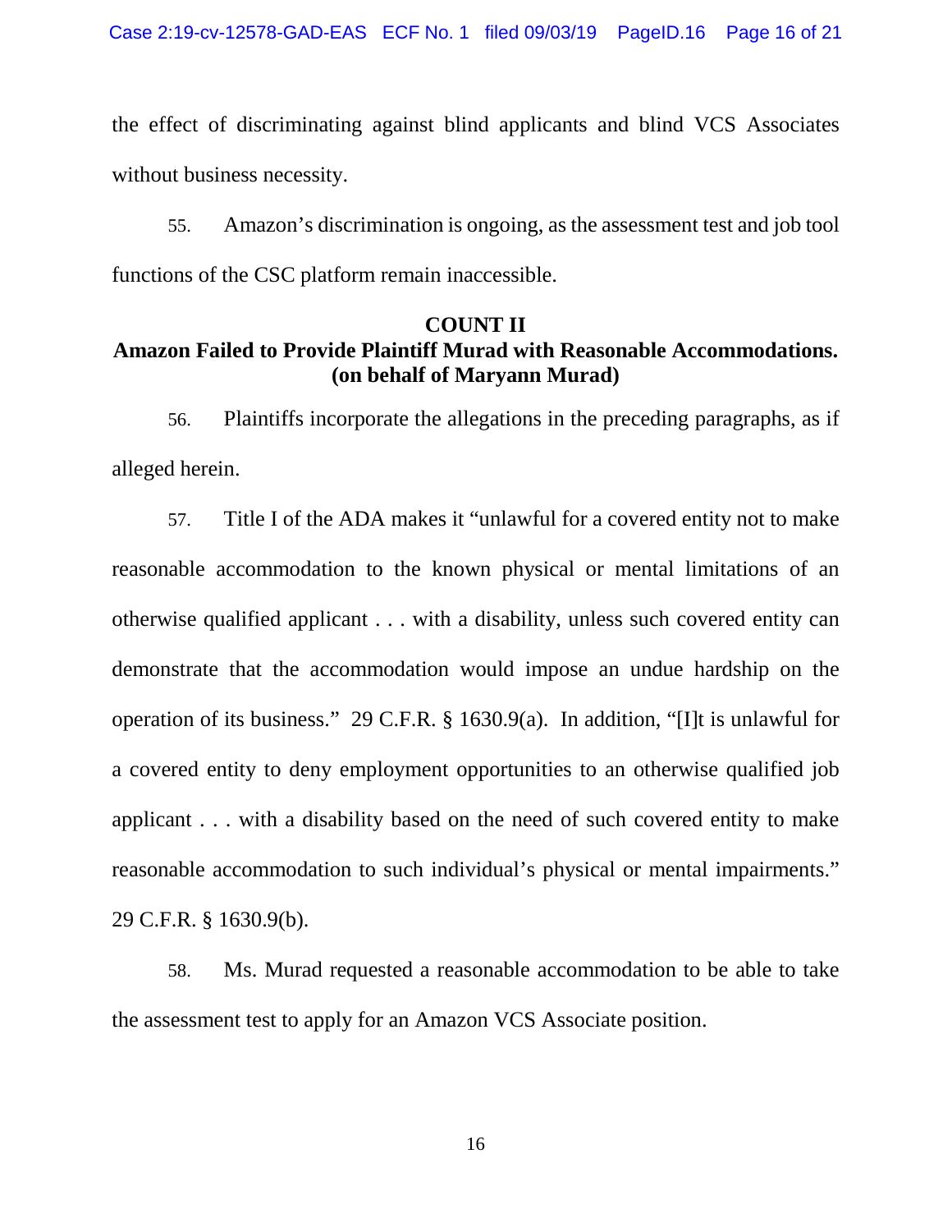the effect of discriminating against blind applicants and blind VCS Associates without business necessity.

55. Amazon's discrimination is ongoing, as the assessment test and job tool functions of the CSC platform remain inaccessible.

**COUNT II**
**Amazon Failed to Provide Plaintiff Murad with Reasonable Accommodations.**
**(on behalf of Maryann Murad)**

56. Plaintiffs incorporate the allegations in the preceding paragraphs, as if alleged herein.

57. Title I of the ADA makes it "unlawful for a covered entity not to make reasonable accommodation to the known physical or mental limitations of an otherwise qualified applicant . . . with a disability, unless such covered entity can demonstrate that the accommodation would impose an undue hardship on the operation of its business." 29 C.F.R. § 1630.9(a). In addition, "[I]t is unlawful for a covered entity to deny employment opportunities to an otherwise qualified job applicant . . . with a disability based on the need of such covered entity to make reasonable accommodation to such individual's physical or mental impairments." 29 C.F.R. § 1630.9(b).

58. Ms. Murad requested a reasonable accommodation to be able to take the assessment test to apply for an Amazon VCS Associate position.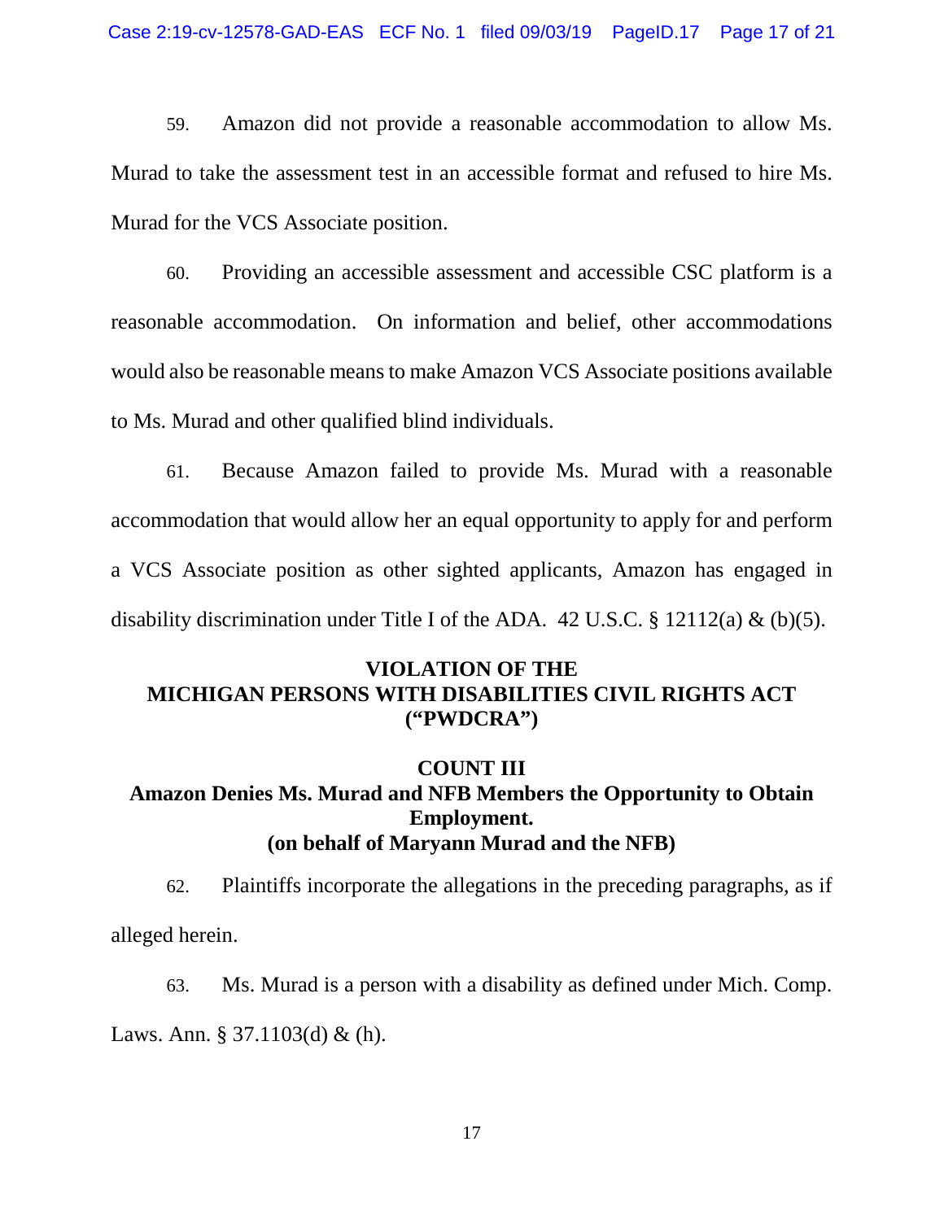59. Amazon did not provide a reasonable accommodation to allow Ms. Murad to take the assessment test in an accessible format and refused to hire Ms. Murad for the VCS Associate position.

60. Providing an accessible assessment and accessible CSC platform is a reasonable accommodation. On information and belief, other accommodations would also be reasonable means to make Amazon VCS Associate positions available to Ms. Murad and other qualified blind individuals.

61. Because Amazon failed to provide Ms. Murad with a reasonable accommodation that would allow her an equal opportunity to apply for and perform a VCS Associate position as other sighted applicants, Amazon has engaged in disability discrimination under Title I of the ADA. 42 U.S.C. § 12112(a) & (b)(5).

## VIOLATION OF THE MICHIGAN PERSONS WITH DISABILITIES CIVIL RIGHTS ACT ("PWDCRA")

### COUNT III
### Amazon Denies Ms. Murad and NFB Members the Opportunity to Obtain Employment. (on behalf of Maryann Murad and the NFB)

62. Plaintiffs incorporate the allegations in the preceding paragraphs, as if alleged herein.

63. Ms. Murad is a person with a disability as defined under Mich. Comp. Laws. Ann. § 37.1103(d) & (h).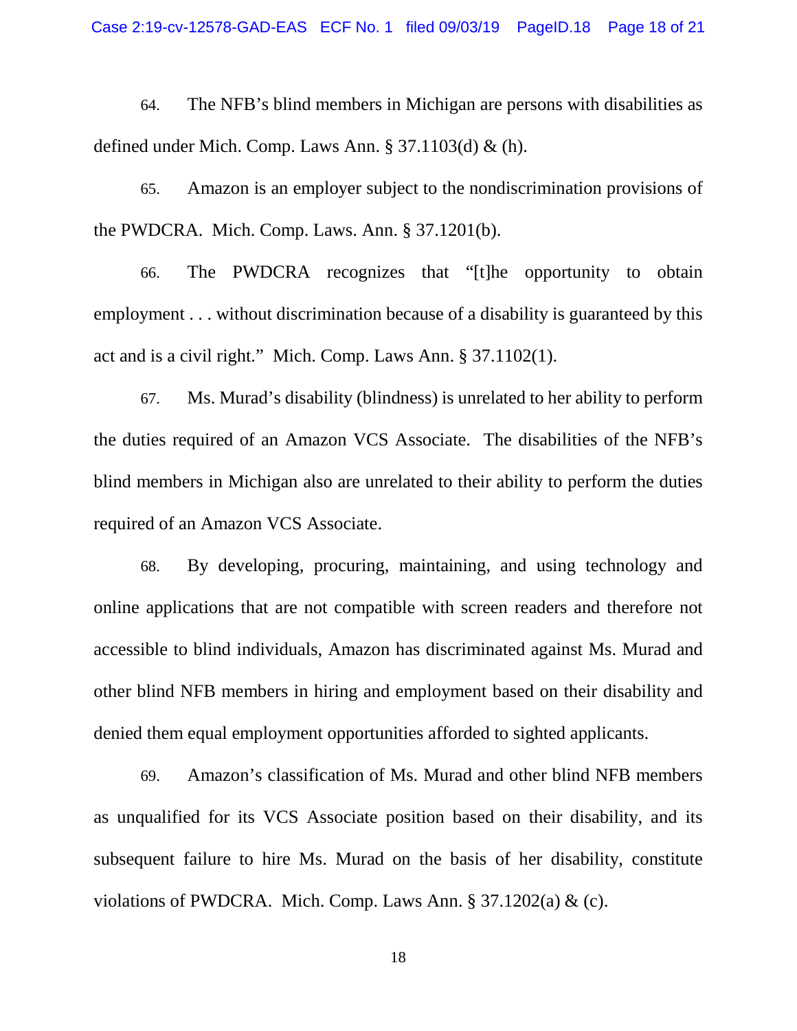64. The NFB's blind members in Michigan are persons with disabilities as defined under Mich. Comp. Laws Ann. § 37.1103(d) & (h).

65. Amazon is an employer subject to the nondiscrimination provisions of the PWDCRA. Mich. Comp. Laws. Ann. § 37.1201(b).

66. The PWDCRA recognizes that "[t]he opportunity to obtain employment . . . without discrimination because of a disability is guaranteed by this act and is a civil right." Mich. Comp. Laws Ann. § 37.1102(1).

67. Ms. Murad's disability (blindness) is unrelated to her ability to perform the duties required of an Amazon VCS Associate. The disabilities of the NFB's blind members in Michigan also are unrelated to their ability to perform the duties required of an Amazon VCS Associate.

68. By developing, procuring, maintaining, and using technology and online applications that are not compatible with screen readers and therefore not accessible to blind individuals, Amazon has discriminated against Ms. Murad and other blind NFB members in hiring and employment based on their disability and denied them equal employment opportunities afforded to sighted applicants.

69. Amazon's classification of Ms. Murad and other blind NFB members as unqualified for its VCS Associate position based on their disability, and its subsequent failure to hire Ms. Murad on the basis of her disability, constitute violations of PWDCRA. Mich. Comp. Laws Ann. § 37.1202(a) & (c).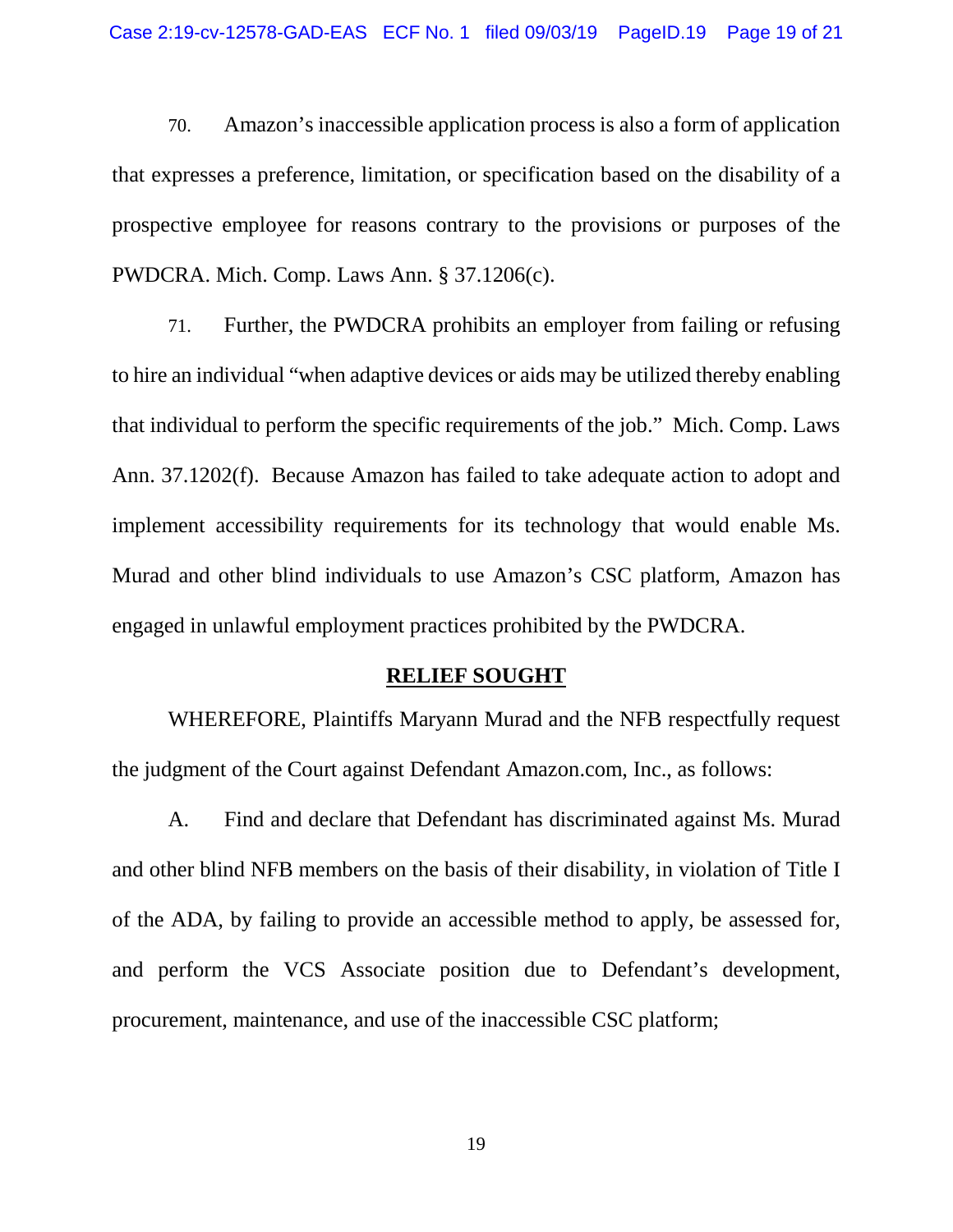70. Amazon's inaccessible application process is also a form of application that expresses a preference, limitation, or specification based on the disability of a prospective employee for reasons contrary to the provisions or purposes of the PWDCRA. Mich. Comp. Laws Ann. § 37.1206(c).

71. Further, the PWDCRA prohibits an employer from failing or refusing to hire an individual "when adaptive devices or aids may be utilized thereby enabling that individual to perform the specific requirements of the job." Mich. Comp. Laws Ann. 37.1202(f). Because Amazon has failed to take adequate action to adopt and implement accessibility requirements for its technology that would enable Ms. Murad and other blind individuals to use Amazon's CSC platform, Amazon has engaged in unlawful employment practices prohibited by the PWDCRA.

## RELIEF SOUGHT

WHEREFORE, Plaintiffs Maryann Murad and the NFB respectfully request the judgment of the Court against Defendant Amazon.com, Inc., as follows:

A. Find and declare that Defendant has discriminated against Ms. Murad and other blind NFB members on the basis of their disability, in violation of Title I of the ADA, by failing to provide an accessible method to apply, be assessed for, and perform the VCS Associate position due to Defendant's development, procurement, maintenance, and use of the inaccessible CSC platform;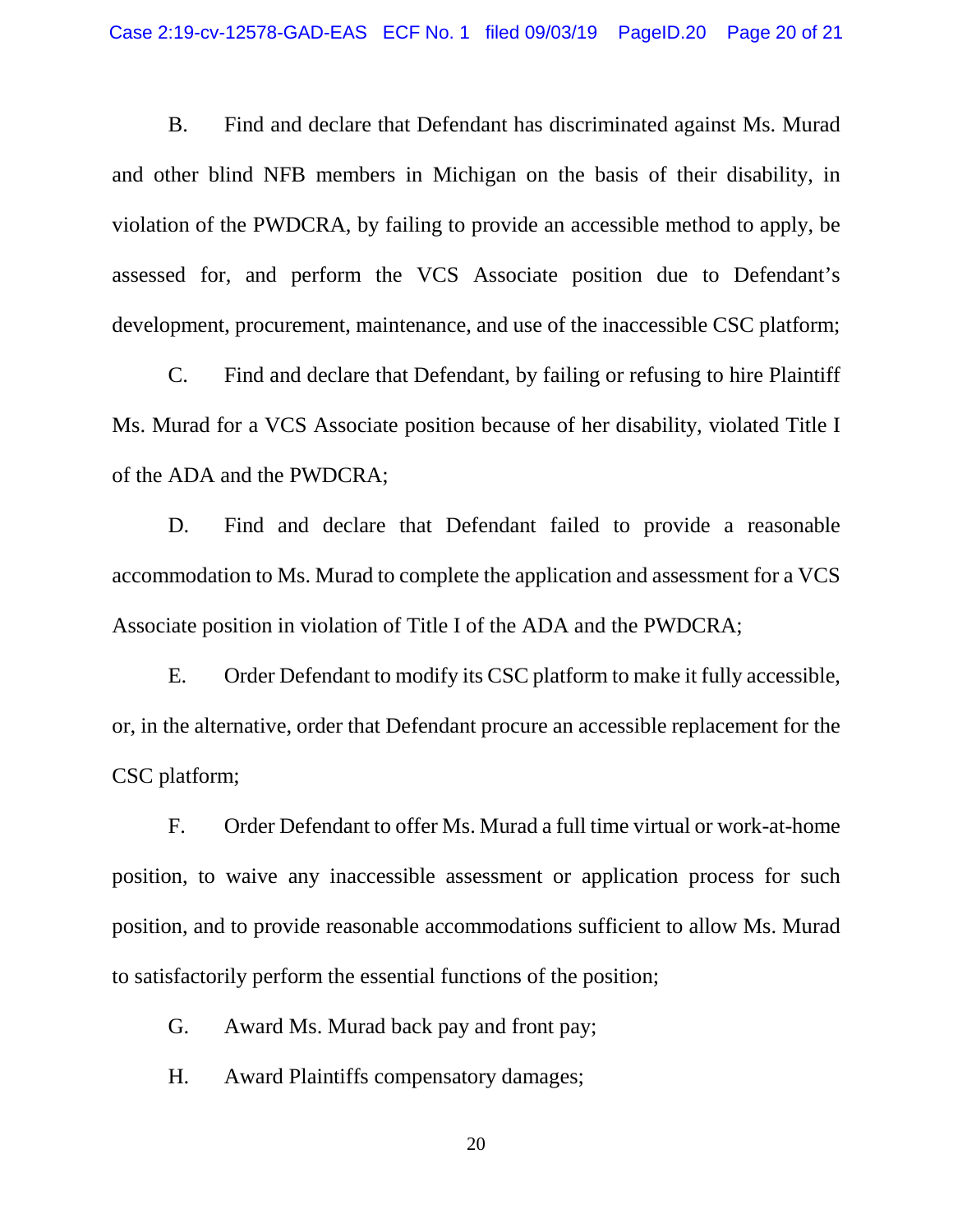B. Find and declare that Defendant has discriminated against Ms. Murad and other blind NFB members in Michigan on the basis of their disability, in violation of the PWDCRA, by failing to provide an accessible method to apply, be assessed for, and perform the VCS Associate position due to Defendant's development, procurement, maintenance, and use of the inaccessible CSC platform;

C. Find and declare that Defendant, by failing or refusing to hire Plaintiff Ms. Murad for a VCS Associate position because of her disability, violated Title I of the ADA and the PWDCRA;

D. Find and declare that Defendant failed to provide a reasonable accommodation to Ms. Murad to complete the application and assessment for a VCS Associate position in violation of Title I of the ADA and the PWDCRA;

E. Order Defendant to modify its CSC platform to make it fully accessible, or, in the alternative, order that Defendant procure an accessible replacement for the CSC platform;

F. Order Defendant to offer Ms. Murad a full time virtual or work-at-home position, to waive any inaccessible assessment or application process for such position, and to provide reasonable accommodations sufficient to allow Ms. Murad to satisfactorily perform the essential functions of the position;

G. Award Ms. Murad back pay and front pay;

H. Award Plaintiffs compensatory damages;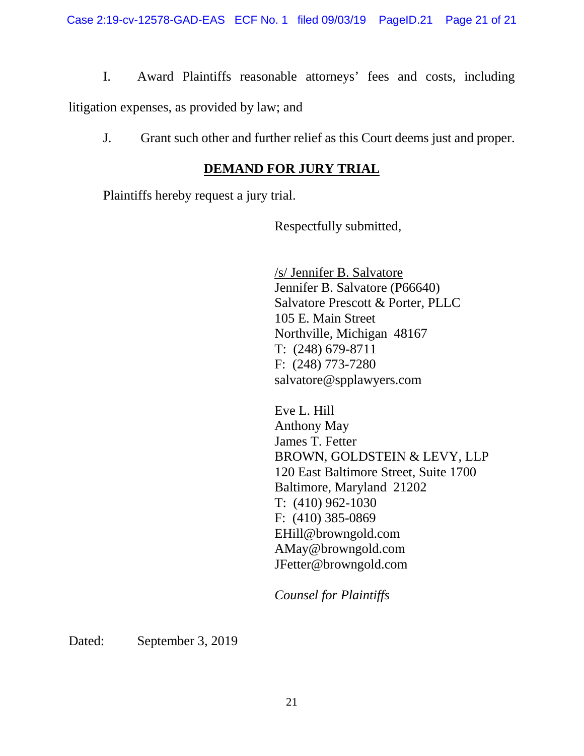I. Award Plaintiffs reasonable attorneys' fees and costs, including litigation expenses, as provided by law; and

J. Grant such other and further relief as this Court deems just and proper.

## DEMAND FOR JURY TRIAL

Plaintiffs hereby request a jury trial.

Respectfully submitted,

/s/ Jennifer B. Salvatore
Jennifer B. Salvatore (P66640)
Salvatore Prescott & Porter, PLLC
105 E. Main Street
Northville, Michigan 48167
T: (248) 679-8711
F: (248) 773-7280
salvatore@spplawyers.com

Eve L. Hill
Anthony May
James T. Fetter
BROWN, GOLDSTEIN & LEVY, LLP
120 East Baltimore Street, Suite 1700
Baltimore, Maryland 21202
T: (410) 962-1030
F: (410) 385-0869
EHill@browngold.com
AMay@browngold.com
JFetter@browngold.com

*Counsel for Plaintiffs*

Dated: September 3, 2019